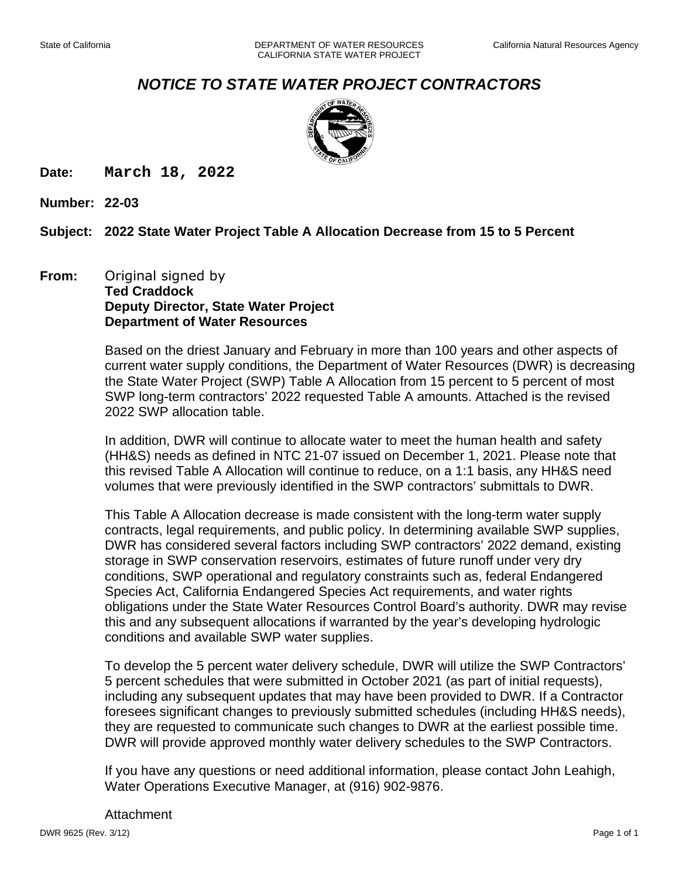State of California — DEPARTMENT OF WATER RESOURCES, CALIFORNIA STATE WATER PROJECT — California Natural Resources Agency

# *NOTICE TO STATE WATER PROJECT CONTRACTORS*

**Date:** March 18, 2022

**Number:** 22-03

**Subject:** 2022 State Water Project Table A Allocation Decrease from 15 to 5 Percent

**From:** Original signed by
**Ted Craddock**
**Deputy Director, State Water Project**
**Department of Water Resources**

Based on the driest January and February in more than 100 years and other aspects of current water supply conditions, the Department of Water Resources (DWR) is decreasing the State Water Project (SWP) Table A Allocation from 15 percent to 5 percent of most SWP long-term contractors' 2022 requested Table A amounts. Attached is the revised 2022 SWP allocation table.

In addition, DWR will continue to allocate water to meet the human health and safety (HH&S) needs as defined in NTC 21-07 issued on December 1, 2021. Please note that this revised Table A Allocation will continue to reduce, on a 1:1 basis, any HH&S need volumes that were previously identified in the SWP contractors' submittals to DWR.

This Table A Allocation decrease is made consistent with the long-term water supply contracts, legal requirements, and public policy. In determining available SWP supplies, DWR has considered several factors including SWP contractors' 2022 demand, existing storage in SWP conservation reservoirs, estimates of future runoff under very dry conditions, SWP operational and regulatory constraints such as, federal Endangered Species Act, California Endangered Species Act requirements, and water rights obligations under the State Water Resources Control Board's authority. DWR may revise this and any subsequent allocations if warranted by the year's developing hydrologic conditions and available SWP water supplies.

To develop the 5 percent water delivery schedule, DWR will utilize the SWP Contractors' 5 percent schedules that were submitted in October 2021 (as part of initial requests), including any subsequent updates that may have been provided to DWR. If a Contractor foresees significant changes to previously submitted schedules (including HH&S needs), they are requested to communicate such changes to DWR at the earliest possible time. DWR will provide approved monthly water delivery schedules to the SWP Contractors.

If you have any questions or need additional information, please contact John Leahigh, Water Operations Executive Manager, at (916) 902-9876.

Attachment

DWR 9625 (Rev. 3/12)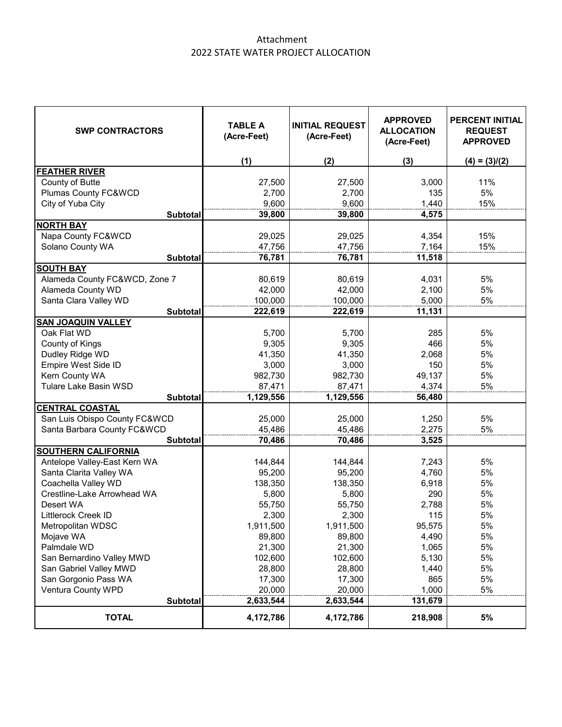Attachment

2022 STATE WATER PROJECT ALLOCATION

| SWP CONTRACTORS | TABLE A (Acre-Feet) | INITIAL REQUEST (Acre-Feet) | APPROVED ALLOCATION (Acre-Feet) | PERCENT INITIAL REQUEST APPROVED |
|---|---|---|---|---|
| | (1) | (2) | (3) | (4) = (3)/(2) |
| **FEATHER RIVER** | | | | |
| County of Butte | 27,500 | 27,500 | 3,000 | 11% |
| Plumas County FC&WCD | 2,700 | 2,700 | 135 | 5% |
| City of Yuba City | 9,600 | 9,600 | 1,440 | 15% |
| **Subtotal** | **39,800** | **39,800** | **4,575** | |
| **NORTH BAY** | | | | |
| Napa County FC&WCD | 29,025 | 29,025 | 4,354 | 15% |
| Solano County WA | 47,756 | 47,756 | 7,164 | 15% |
| **Subtotal** | **76,781** | **76,781** | **11,518** | |
| **SOUTH BAY** | | | | |
| Alameda County FC&WCD, Zone 7 | 80,619 | 80,619 | 4,031 | 5% |
| Alameda County WD | 42,000 | 42,000 | 2,100 | 5% |
| Santa Clara Valley WD | 100,000 | 100,000 | 5,000 | 5% |
| **Subtotal** | **222,619** | **222,619** | **11,131** | |
| **SAN JOAQUIN VALLEY** | | | | |
| Oak Flat WD | 5,700 | 5,700 | 285 | 5% |
| County of Kings | 9,305 | 9,305 | 466 | 5% |
| Dudley Ridge WD | 41,350 | 41,350 | 2,068 | 5% |
| Empire West Side ID | 3,000 | 3,000 | 150 | 5% |
| Kern County WA | 982,730 | 982,730 | 49,137 | 5% |
| Tulare Lake Basin WSD | 87,471 | 87,471 | 4,374 | 5% |
| **Subtotal** | **1,129,556** | **1,129,556** | **56,480** | |
| **CENTRAL COASTAL** | | | | |
| San Luis Obispo County FC&WCD | 25,000 | 25,000 | 1,250 | 5% |
| Santa Barbara County FC&WCD | 45,486 | 45,486 | 2,275 | 5% |
| **Subtotal** | **70,486** | **70,486** | **3,525** | |
| **SOUTHERN CALIFORNIA** | | | | |
| Antelope Valley-East Kern WA | 144,844 | 144,844 | 7,243 | 5% |
| Santa Clarita Valley WA | 95,200 | 95,200 | 4,760 | 5% |
| Coachella Valley WD | 138,350 | 138,350 | 6,918 | 5% |
| Crestline-Lake Arrowhead WA | 5,800 | 5,800 | 290 | 5% |
| Desert WA | 55,750 | 55,750 | 2,788 | 5% |
| Littlerock Creek ID | 2,300 | 2,300 | 115 | 5% |
| Metropolitan WDSC | 1,911,500 | 1,911,500 | 95,575 | 5% |
| Mojave WA | 89,800 | 89,800 | 4,490 | 5% |
| Palmdale WD | 21,300 | 21,300 | 1,065 | 5% |
| San Bernardino Valley MWD | 102,600 | 102,600 | 5,130 | 5% |
| San Gabriel Valley MWD | 28,800 | 28,800 | 1,440 | 5% |
| San Gorgonio Pass WA | 17,300 | 17,300 | 865 | 5% |
| Ventura County WPD | 20,000 | 20,000 | 1,000 | 5% |
| **Subtotal** | **2,633,544** | **2,633,544** | **131,679** | |
| **TOTAL** | **4,172,786** | **4,172,786** | **218,908** | **5%** |